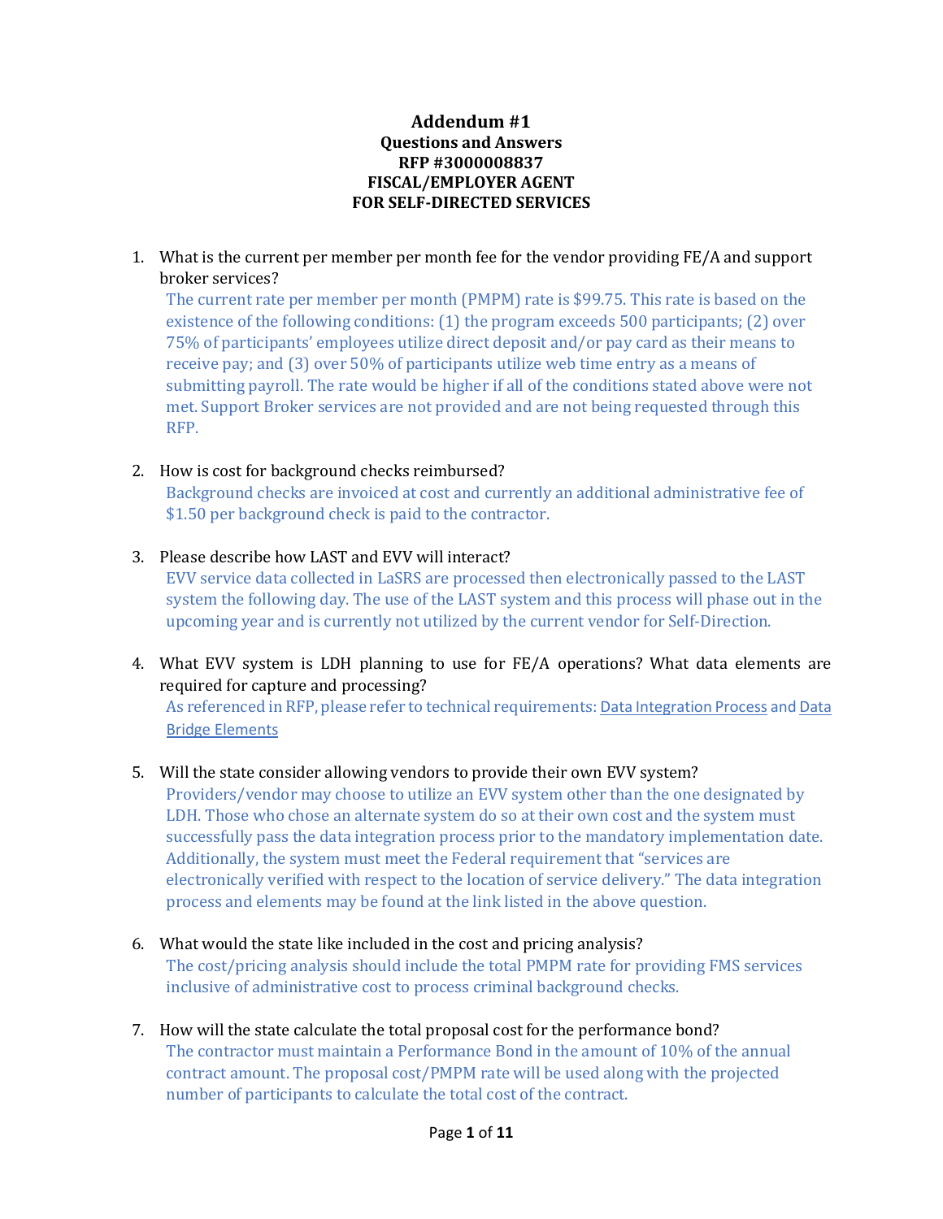# Addendum #1
## Questions and Answers
## RFP #3000008837
## FISCAL/EMPLOYER AGENT
## FOR SELF-DIRECTED SERVICES

1. What is the current per member per month fee for the vendor providing FE/A and support broker services?

   The current rate per member per month (PMPM) rate is $99.75. This rate is based on the existence of the following conditions: (1) the program exceeds 500 participants; (2) over 75% of participants' employees utilize direct deposit and/or pay card as their means to receive pay; and (3) over 50% of participants utilize web time entry as a means of submitting payroll. The rate would be higher if all of the conditions stated above were not met. Support Broker services are not provided and are not being requested through this RFP.

2. How is cost for background checks reimbursed?

   Background checks are invoiced at cost and currently an additional administrative fee of $1.50 per background check is paid to the contractor.

3. Please describe how LAST and EVV will interact?

   EVV service data collected in LaSRS are processed then electronically passed to the LAST system the following day. The use of the LAST system and this process will phase out in the upcoming year and is currently not utilized by the current vendor for Self-Direction.

4. What EVV system is LDH planning to use for FE/A operations? What data elements are required for capture and processing?

   As referenced in RFP, please refer to technical requirements: Data Integration Process and Data Bridge Elements

5. Will the state consider allowing vendors to provide their own EVV system?

   Providers/vendor may choose to utilize an EVV system other than the one designated by LDH. Those who chose an alternate system do so at their own cost and the system must successfully pass the data integration process prior to the mandatory implementation date. Additionally, the system must meet the Federal requirement that "services are electronically verified with respect to the location of service delivery." The data integration process and elements may be found at the link listed in the above question.

6. What would the state like included in the cost and pricing analysis?

   The cost/pricing analysis should include the total PMPM rate for providing FMS services inclusive of administrative cost to process criminal background checks.

7. How will the state calculate the total proposal cost for the performance bond?

   The contractor must maintain a Performance Bond in the amount of 10% of the annual contract amount. The proposal cost/PMPM rate will be used along with the projected number of participants to calculate the total cost of the contract.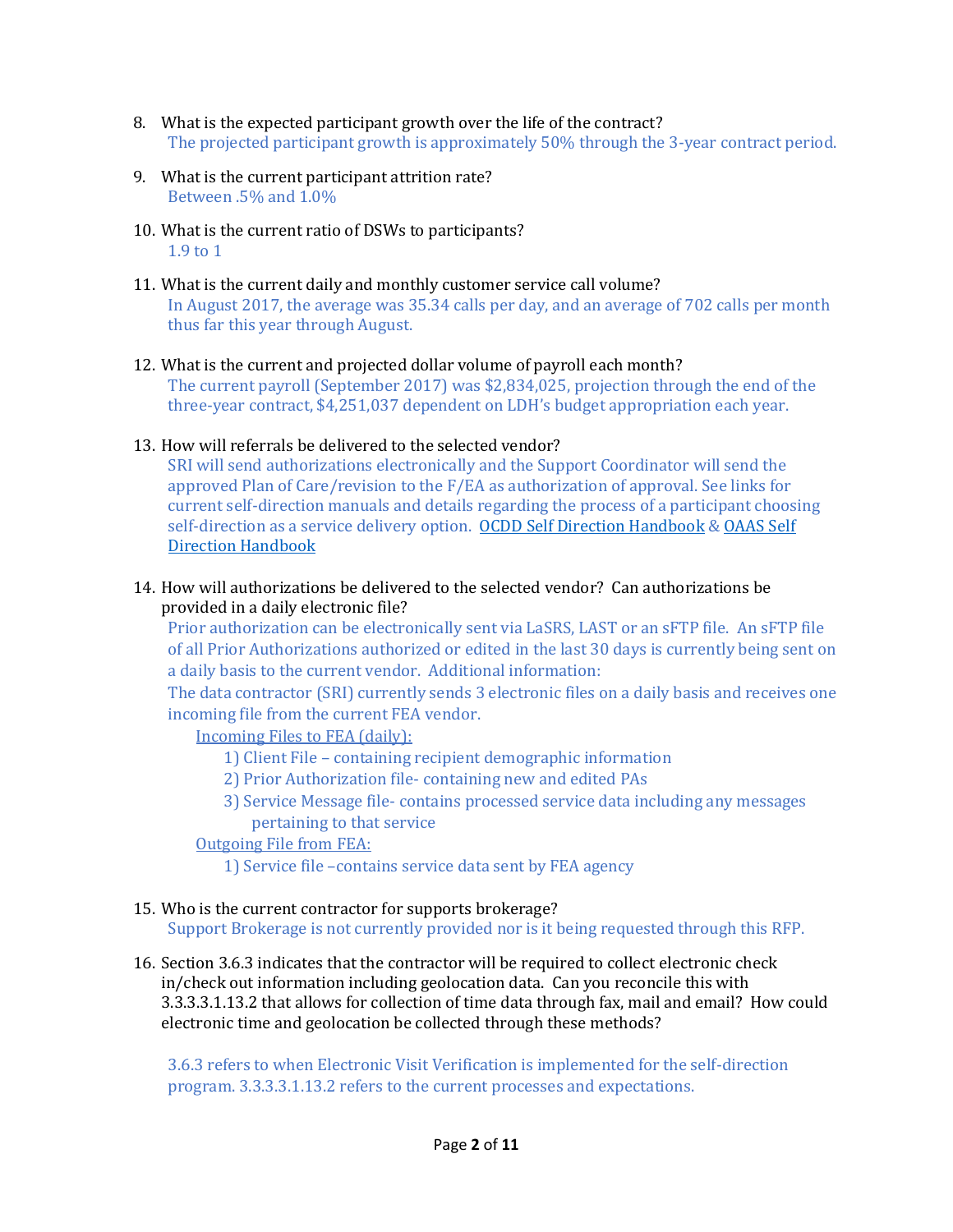8. What is the expected participant growth over the life of the contract?
   The projected participant growth is approximately 50% through the 3-year contract period.

9. What is the current participant attrition rate?
   Between .5% and 1.0%

10. What is the current ratio of DSWs to participants?
    1.9 to 1

11. What is the current daily and monthly customer service call volume?
    In August 2017, the average was 35.34 calls per day, and an average of 702 calls per month thus far this year through August.

12. What is the current and projected dollar volume of payroll each month?
    The current payroll (September 2017) was $2,834,025, projection through the end of the three-year contract, $4,251,037 dependent on LDH's budget appropriation each year.

13. How will referrals be delivered to the selected vendor?
    SRI will send authorizations electronically and the Support Coordinator will send the approved Plan of Care/revision to the F/EA as authorization of approval. See links for current self-direction manuals and details regarding the process of a participant choosing self-direction as a service delivery option. OCDD Self Direction Handbook & OAAS Self Direction Handbook

14. How will authorizations be delivered to the selected vendor? Can authorizations be provided in a daily electronic file?
    Prior authorization can be electronically sent via LaSRS, LAST or an sFTP file. An sFTP file of all Prior Authorizations authorized or edited in the last 30 days is currently being sent on a daily basis to the current vendor. Additional information:
    The data contractor (SRI) currently sends 3 electronic files on a daily basis and receives one incoming file from the current FEA vendor.
    
    Incoming Files to FEA (daily):
    1) Client File – containing recipient demographic information
    2) Prior Authorization file- containing new and edited PAs
    3) Service Message file- contains processed service data including any messages pertaining to that service
    
    Outgoing File from FEA:
    1) Service file –contains service data sent by FEA agency

15. Who is the current contractor for supports brokerage?
    Support Brokerage is not currently provided nor is it being requested through this RFP.

16. Section 3.6.3 indicates that the contractor will be required to collect electronic check in/check out information including geolocation data. Can you reconcile this with 3.3.3.3.1.13.2 that allows for collection of time data through fax, mail and email? How could electronic time and geolocation be collected through these methods?

    3.6.3 refers to when Electronic Visit Verification is implemented for the self-direction program. 3.3.3.3.1.13.2 refers to the current processes and expectations.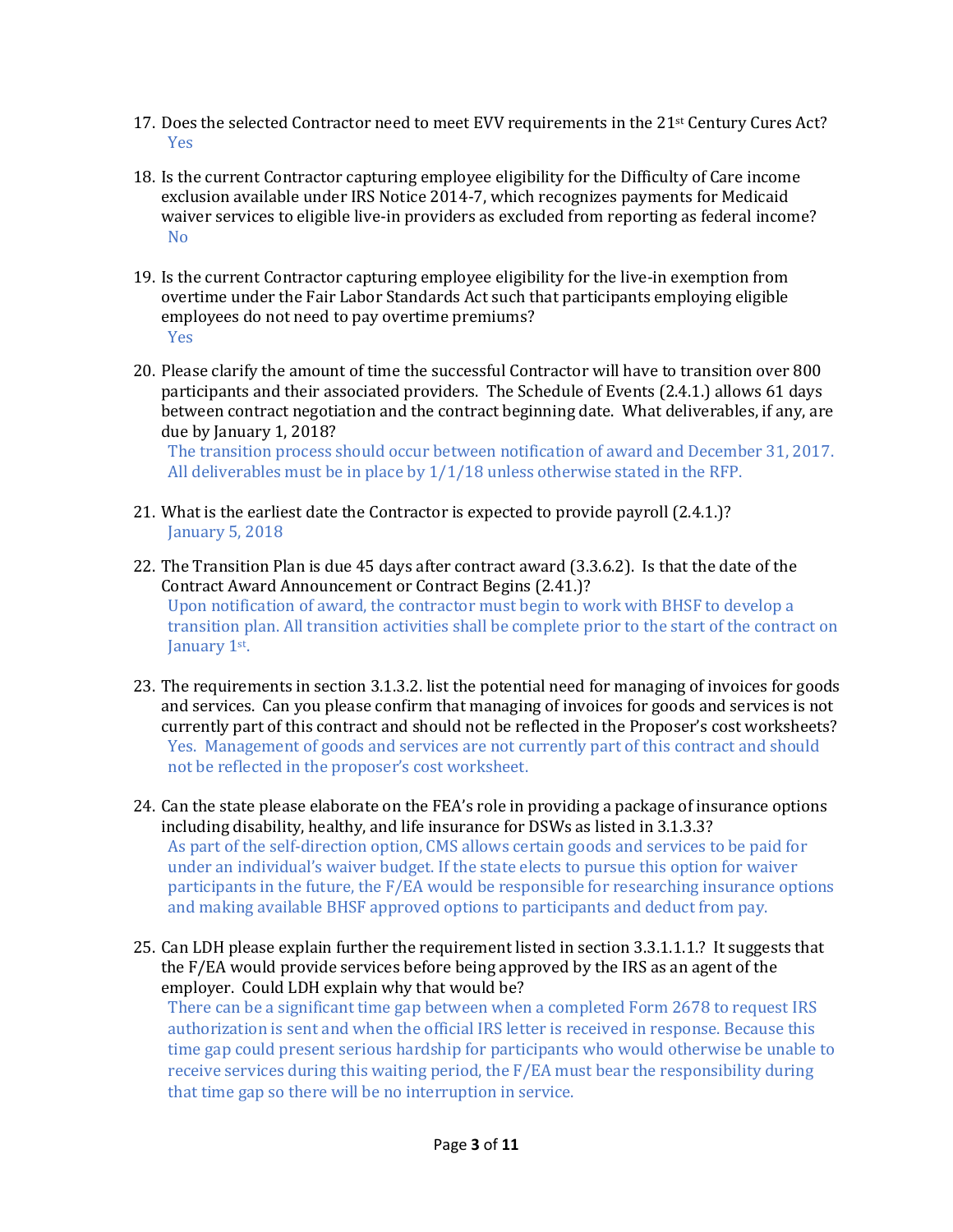17. Does the selected Contractor need to meet EVV requirements in the 21st Century Cures Act?
    Yes

18. Is the current Contractor capturing employee eligibility for the Difficulty of Care income exclusion available under IRS Notice 2014-7, which recognizes payments for Medicaid waiver services to eligible live-in providers as excluded from reporting as federal income?
    No

19. Is the current Contractor capturing employee eligibility for the live-in exemption from overtime under the Fair Labor Standards Act such that participants employing eligible employees do not need to pay overtime premiums?
    Yes

20. Please clarify the amount of time the successful Contractor will have to transition over 800 participants and their associated providers. The Schedule of Events (2.4.1.) allows 61 days between contract negotiation and the contract beginning date. What deliverables, if any, are due by January 1, 2018?
    The transition process should occur between notification of award and December 31, 2017. All deliverables must be in place by 1/1/18 unless otherwise stated in the RFP.

21. What is the earliest date the Contractor is expected to provide payroll (2.4.1.)?
    January 5, 2018

22. The Transition Plan is due 45 days after contract award (3.3.6.2). Is that the date of the Contract Award Announcement or Contract Begins (2.41.)?
    Upon notification of award, the contractor must begin to work with BHSF to develop a transition plan. All transition activities shall be complete prior to the start of the contract on January 1st.

23. The requirements in section 3.1.3.2. list the potential need for managing of invoices for goods and services. Can you please confirm that managing of invoices for goods and services is not currently part of this contract and should not be reflected in the Proposer's cost worksheets?
    Yes. Management of goods and services are not currently part of this contract and should not be reflected in the proposer's cost worksheet.

24. Can the state please elaborate on the FEA's role in providing a package of insurance options including disability, healthy, and life insurance for DSWs as listed in 3.1.3.3?
    As part of the self-direction option, CMS allows certain goods and services to be paid for under an individual's waiver budget. If the state elects to pursue this option for waiver participants in the future, the F/EA would be responsible for researching insurance options and making available BHSF approved options to participants and deduct from pay.

25. Can LDH please explain further the requirement listed in section 3.3.1.1.1.? It suggests that the F/EA would provide services before being approved by the IRS as an agent of the employer. Could LDH explain why that would be?
    There can be a significant time gap between when a completed Form 2678 to request IRS authorization is sent and when the official IRS letter is received in response. Because this time gap could present serious hardship for participants who would otherwise be unable to receive services during this waiting period, the F/EA must bear the responsibility during that time gap so there will be no interruption in service.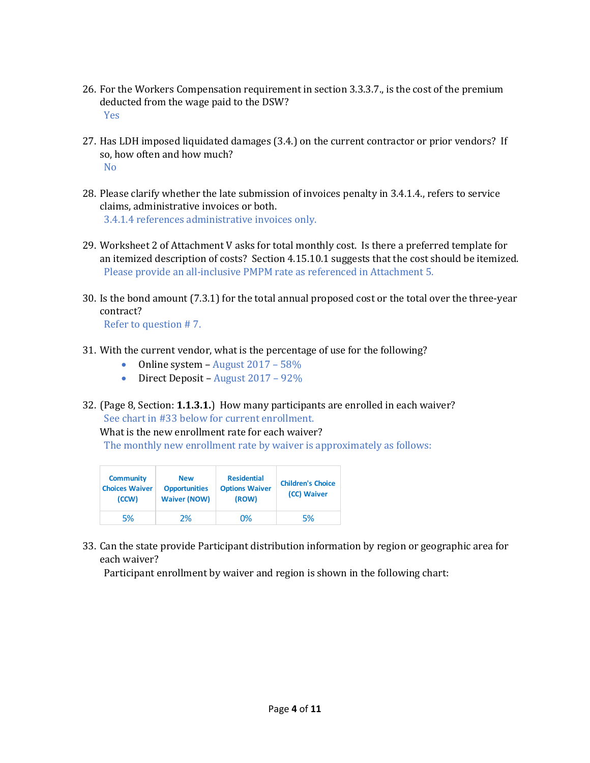26. For the Workers Compensation requirement in section 3.3.3.7., is the cost of the premium deducted from the wage paid to the DSW?
    Yes

27. Has LDH imposed liquidated damages (3.4.) on the current contractor or prior vendors? If so, how often and how much?
    No

28. Please clarify whether the late submission of invoices penalty in 3.4.1.4., refers to service claims, administrative invoices or both.
    3.4.1.4 references administrative invoices only.

29. Worksheet 2 of Attachment V asks for total monthly cost. Is there a preferred template for an itemized description of costs? Section 4.15.10.1 suggests that the cost should be itemized.
    Please provide an all-inclusive PMPM rate as referenced in Attachment 5.

30. Is the bond amount (7.3.1) for the total annual proposed cost or the total over the three-year contract?
    Refer to question # 7.

31. With the current vendor, what is the percentage of use for the following?
    - Online system – August 2017 – 58%
    - Direct Deposit – August 2017 – 92%

32. (Page 8, Section: **1.1.3.1.**) How many participants are enrolled in each waiver?
    See chart in #33 below for current enrollment.
    What is the new enrollment rate for each waiver?
    The monthly new enrollment rate by waiver is approximately as follows:

| Community Choices Waiver (CCW) | New Opportunities Waiver (NOW) | Residential Options Waiver (ROW) | Children's Choice (CC) Waiver |
|---|---|---|---|
| 5% | 2% | 0% | 5% |

33. Can the state provide Participant distribution information by region or geographic area for each waiver?
    Participant enrollment by waiver and region is shown in the following chart: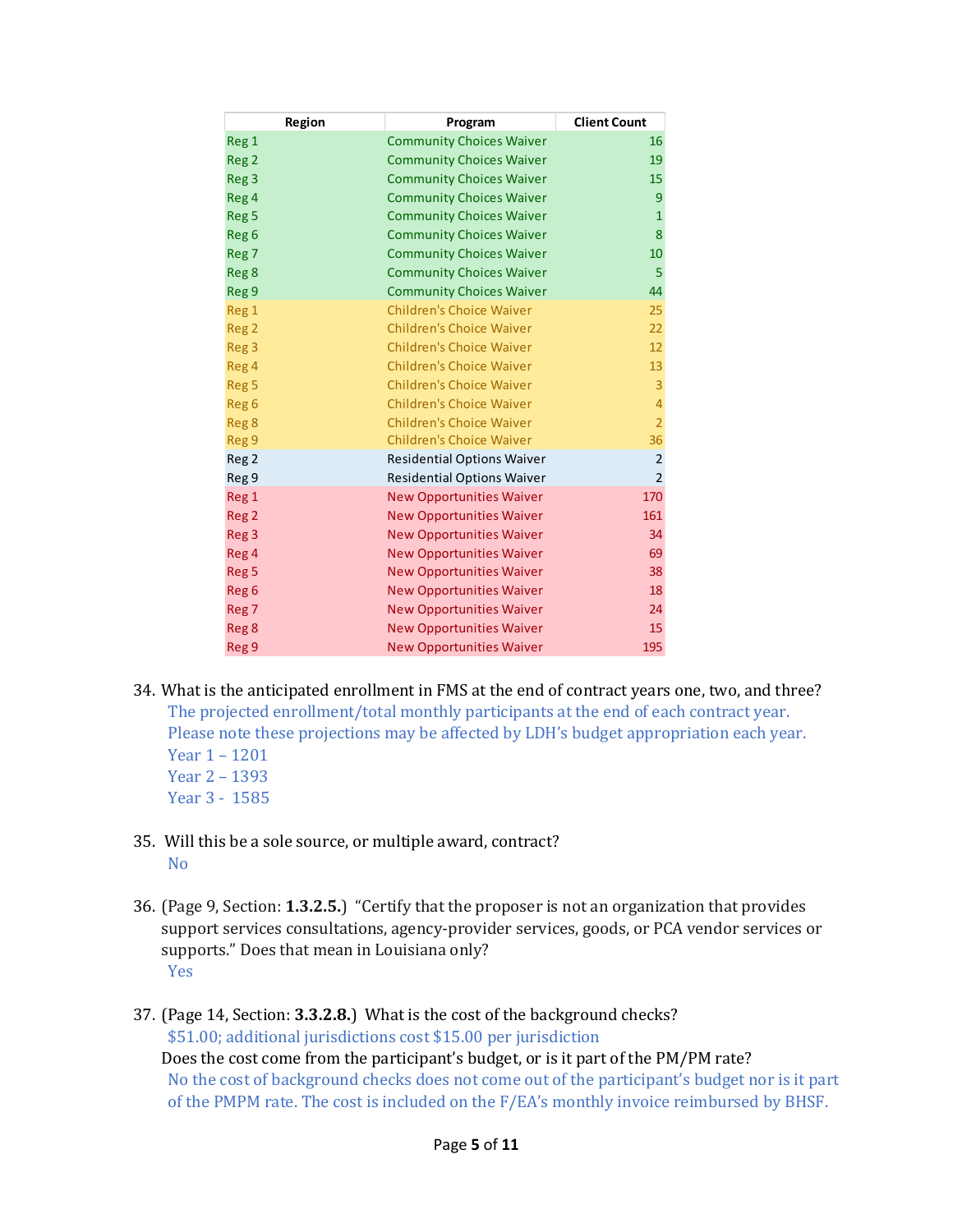| Region | Program | Client Count |
|---|---|---|
| Reg 1 | Community Choices Waiver | 16 |
| Reg 2 | Community Choices Waiver | 19 |
| Reg 3 | Community Choices Waiver | 15 |
| Reg 4 | Community Choices Waiver | 9 |
| Reg 5 | Community Choices Waiver | 1 |
| Reg 6 | Community Choices Waiver | 8 |
| Reg 7 | Community Choices Waiver | 10 |
| Reg 8 | Community Choices Waiver | 5 |
| Reg 9 | Community Choices Waiver | 44 |
| Reg 1 | Children's Choice Waiver | 25 |
| Reg 2 | Children's Choice Waiver | 22 |
| Reg 3 | Children's Choice Waiver | 12 |
| Reg 4 | Children's Choice Waiver | 13 |
| Reg 5 | Children's Choice Waiver | 3 |
| Reg 6 | Children's Choice Waiver | 4 |
| Reg 8 | Children's Choice Waiver | 2 |
| Reg 9 | Children's Choice Waiver | 36 |
| Reg 2 | Residential Options Waiver | 2 |
| Reg 9 | Residential Options Waiver | 2 |
| Reg 1 | New Opportunities Waiver | 170 |
| Reg 2 | New Opportunities Waiver | 161 |
| Reg 3 | New Opportunities Waiver | 34 |
| Reg 4 | New Opportunities Waiver | 69 |
| Reg 5 | New Opportunities Waiver | 38 |
| Reg 6 | New Opportunities Waiver | 18 |
| Reg 7 | New Opportunities Waiver | 24 |
| Reg 8 | New Opportunities Waiver | 15 |
| Reg 9 | New Opportunities Waiver | 195 |

34. What is the anticipated enrollment in FMS at the end of contract years one, two, and three?
    The projected enrollment/total monthly participants at the end of each contract year. Please note these projections may be affected by LDH's budget appropriation each year.
    Year 1 – 1201
    Year 2 – 1393
    Year 3 - 1585

35. Will this be a sole source, or multiple award, contract?
    No

36. (Page 9, Section: **1.3.2.5.**) "Certify that the proposer is not an organization that provides support services consultations, agency-provider services, goods, or PCA vendor services or supports." Does that mean in Louisiana only?
    Yes

37. (Page 14, Section: **3.3.2.8.**) What is the cost of the background checks?
    $51.00; additional jurisdictions cost $15.00 per jurisdiction
    Does the cost come from the participant's budget, or is it part of the PM/PM rate?
    No the cost of background checks does not come out of the participant's budget nor is it part of the PMPM rate. The cost is included on the F/EA's monthly invoice reimbursed by BHSF.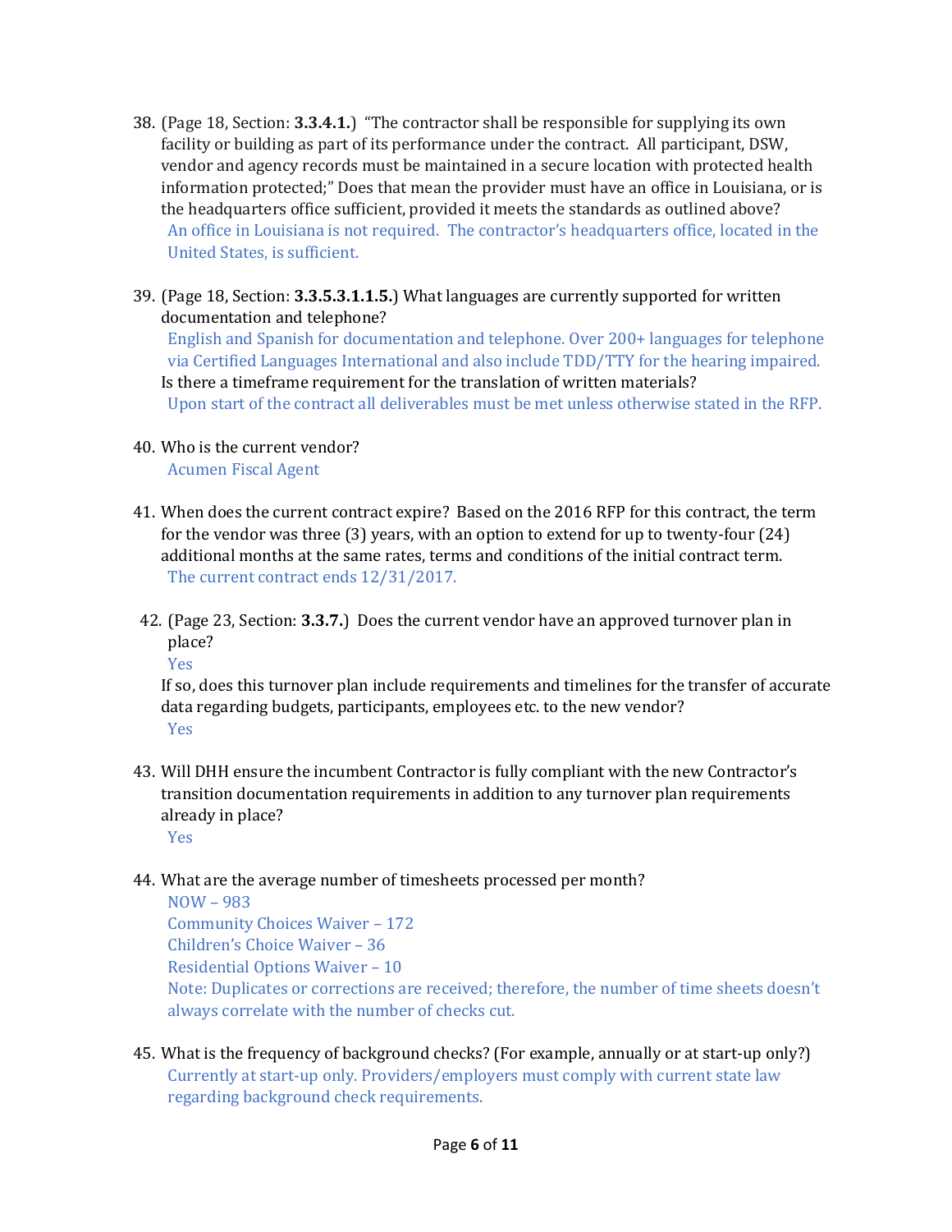38. (Page 18, Section: **3.3.4.1.**) "The contractor shall be responsible for supplying its own facility or building as part of its performance under the contract. All participant, DSW, vendor and agency records must be maintained in a secure location with protected health information protected;" Does that mean the provider must have an office in Louisiana, or is the headquarters office sufficient, provided it meets the standards as outlined above?
    An office in Louisiana is not required. The contractor's headquarters office, located in the United States, is sufficient.

39. (Page 18, Section: **3.3.5.3.1.1.5.**) What languages are currently supported for written documentation and telephone?
    English and Spanish for documentation and telephone. Over 200+ languages for telephone via Certified Languages International and also include TDD/TTY for the hearing impaired.
    Is there a timeframe requirement for the translation of written materials?
    Upon start of the contract all deliverables must be met unless otherwise stated in the RFP.

40. Who is the current vendor?
    Acumen Fiscal Agent

41. When does the current contract expire? Based on the 2016 RFP for this contract, the term for the vendor was three (3) years, with an option to extend for up to twenty-four (24) additional months at the same rates, terms and conditions of the initial contract term.
    The current contract ends 12/31/2017.

42. (Page 23, Section: **3.3.7.**) Does the current vendor have an approved turnover plan in place?
    Yes
    If so, does this turnover plan include requirements and timelines for the transfer of accurate data regarding budgets, participants, employees etc. to the new vendor?
    Yes

43. Will DHH ensure the incumbent Contractor is fully compliant with the new Contractor's transition documentation requirements in addition to any turnover plan requirements already in place?
    Yes

44. What are the average number of timesheets processed per month?
    NOW – 983
    Community Choices Waiver – 172
    Children's Choice Waiver – 36
    Residential Options Waiver – 10
    Note: Duplicates or corrections are received; therefore, the number of time sheets doesn't always correlate with the number of checks cut.

45. What is the frequency of background checks? (For example, annually or at start-up only?)
    Currently at start-up only. Providers/employers must comply with current state law regarding background check requirements.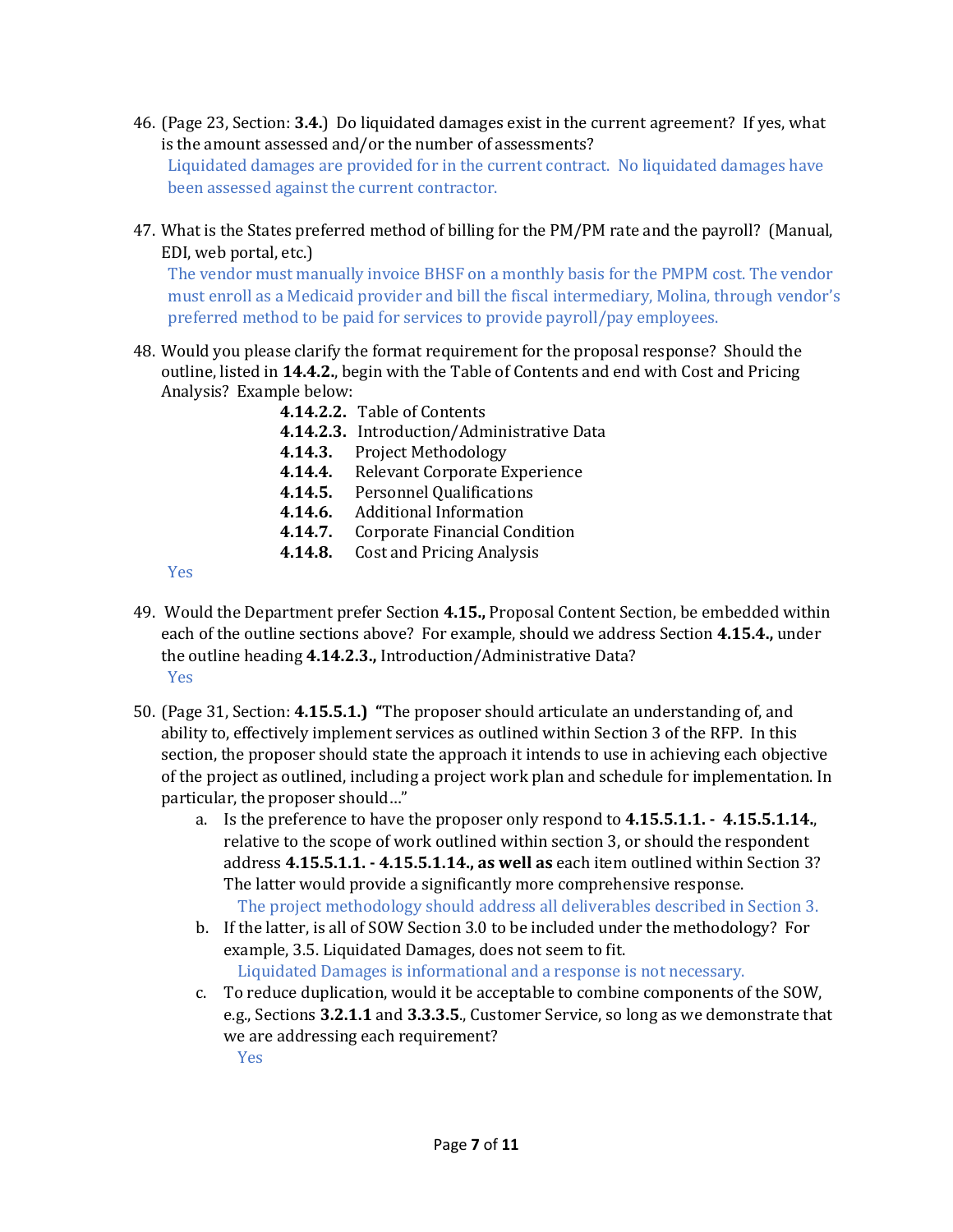46. (Page 23, Section: **3.4.**) Do liquidated damages exist in the current agreement? If yes, what is the amount assessed and/or the number of assessments?

    Liquidated damages are provided for in the current contract. No liquidated damages have been assessed against the current contractor.

47. What is the States preferred method of billing for the PM/PM rate and the payroll? (Manual, EDI, web portal, etc.)

    The vendor must manually invoice BHSF on a monthly basis for the PMPM cost. The vendor must enroll as a Medicaid provider and bill the fiscal intermediary, Molina, through vendor's preferred method to be paid for services to provide payroll/pay employees.

48. Would you please clarify the format requirement for the proposal response? Should the outline, listed in **14.4.2.**, begin with the Table of Contents and end with Cost and Pricing Analysis? Example below:

    - **4.14.2.2.** Table of Contents
    - **4.14.2.3.** Introduction/Administrative Data
    - **4.14.3.** Project Methodology
    - **4.14.4.** Relevant Corporate Experience
    - **4.14.5.** Personnel Qualifications
    - **4.14.6.** Additional Information
    - **4.14.7.** Corporate Financial Condition
    - **4.14.8.** Cost and Pricing Analysis

    Yes

49. Would the Department prefer Section **4.15.,** Proposal Content Section, be embedded within each of the outline sections above? For example, should we address Section **4.15.4.,** under the outline heading **4.14.2.3.,** Introduction/Administrative Data?

    Yes

50. (Page 31, Section: **4.15.5.1.)** **"**The proposer should articulate an understanding of, and ability to, effectively implement services as outlined within Section 3 of the RFP. In this section, the proposer should state the approach it intends to use in achieving each objective of the project as outlined, including a project work plan and schedule for implementation. In particular, the proposer should…"

    a. Is the preference to have the proposer only respond to **4.15.5.1.1. - 4.15.5.1.14.**, relative to the scope of work outlined within section 3, or should the respondent address **4.15.5.1.1. - 4.15.5.1.14., as well as** each item outlined within Section 3? The latter would provide a significantly more comprehensive response.

       The project methodology should address all deliverables described in Section 3.

    b. If the latter, is all of SOW Section 3.0 to be included under the methodology? For example, 3.5. Liquidated Damages, does not seem to fit.

       Liquidated Damages is informational and a response is not necessary.

    c. To reduce duplication, would it be acceptable to combine components of the SOW, e.g., Sections **3.2.1.1** and **3.3.3.5.**, Customer Service, so long as we demonstrate that we are addressing each requirement?

       Yes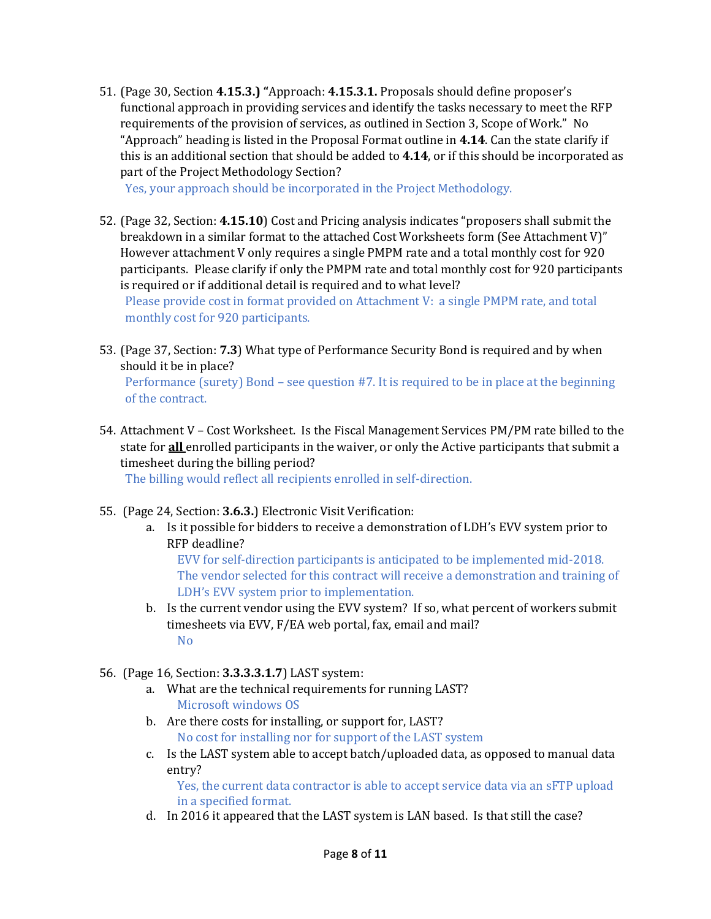51. (Page 30, Section **4.15.3.) "**Approach: **4.15.3.1.** Proposals should define proposer's functional approach in providing services and identify the tasks necessary to meet the RFP requirements of the provision of services, as outlined in Section 3, Scope of Work." No "Approach" heading is listed in the Proposal Format outline in **4.14**. Can the state clarify if this is an additional section that should be added to **4.14**, or if this should be incorporated as part of the Project Methodology Section?

    Yes, your approach should be incorporated in the Project Methodology.

52. (Page 32, Section: **4.15.10**) Cost and Pricing analysis indicates "proposers shall submit the breakdown in a similar format to the attached Cost Worksheets form (See Attachment V)" However attachment V only requires a single PMPM rate and a total monthly cost for 920 participants. Please clarify if only the PMPM rate and total monthly cost for 920 participants is required or if additional detail is required and to what level?

    Please provide cost in format provided on Attachment V: a single PMPM rate, and total monthly cost for 920 participants.

53. (Page 37, Section: **7.3**) What type of Performance Security Bond is required and by when should it be in place?

    Performance (surety) Bond – see question #7. It is required to be in place at the beginning of the contract.

54. Attachment V – Cost Worksheet. Is the Fiscal Management Services PM/PM rate billed to the state for **all** enrolled participants in the waiver, or only the Active participants that submit a timesheet during the billing period?

    The billing would reflect all recipients enrolled in self-direction.

55. (Page 24, Section: **3.6.3.**) Electronic Visit Verification:
    a. Is it possible for bidders to receive a demonstration of LDH's EVV system prior to RFP deadline?

       EVV for self-direction participants is anticipated to be implemented mid-2018. The vendor selected for this contract will receive a demonstration and training of LDH's EVV system prior to implementation.

    b. Is the current vendor using the EVV system? If so, what percent of workers submit timesheets via EVV, F/EA web portal, fax, email and mail?

       No

56. (Page 16, Section: **3.3.3.3.1.7**) LAST system:
    a. What are the technical requirements for running LAST?

       Microsoft windows OS

    b. Are there costs for installing, or support for, LAST?

       No cost for installing nor for support of the LAST system

    c. Is the LAST system able to accept batch/uploaded data, as opposed to manual data entry?

       Yes, the current data contractor is able to accept service data via an sFTP upload in a specified format.

    d. In 2016 it appeared that the LAST system is LAN based. Is that still the case?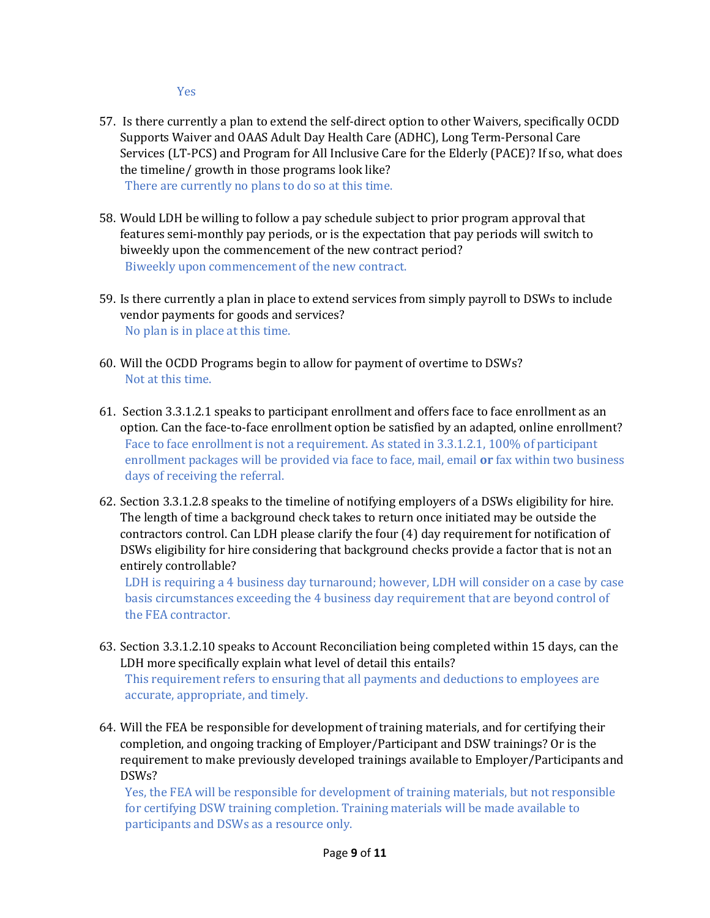Yes

57. Is there currently a plan to extend the self-direct option to other Waivers, specifically OCDD Supports Waiver and OAAS Adult Day Health Care (ADHC), Long Term-Personal Care Services (LT-PCS) and Program for All Inclusive Care for the Elderly (PACE)? If so, what does the timeline/ growth in those programs look like?
   There are currently no plans to do so at this time.

58. Would LDH be willing to follow a pay schedule subject to prior program approval that features semi-monthly pay periods, or is the expectation that pay periods will switch to biweekly upon the commencement of the new contract period?
   Biweekly upon commencement of the new contract.

59. Is there currently a plan in place to extend services from simply payroll to DSWs to include vendor payments for goods and services?
   No plan is in place at this time.

60. Will the OCDD Programs begin to allow for payment of overtime to DSWs?
   Not at this time.

61. Section 3.3.1.2.1 speaks to participant enrollment and offers face to face enrollment as an option. Can the face-to-face enrollment option be satisfied by an adapted, online enrollment?
   Face to face enrollment is not a requirement. As stated in 3.3.1.2.1, 100% of participant enrollment packages will be provided via face to face, mail, email **or** fax within two business days of receiving the referral.

62. Section 3.3.1.2.8 speaks to the timeline of notifying employers of a DSWs eligibility for hire. The length of time a background check takes to return once initiated may be outside the contractors control. Can LDH please clarify the four (4) day requirement for notification of DSWs eligibility for hire considering that background checks provide a factor that is not an entirely controllable?
   LDH is requiring a 4 business day turnaround; however, LDH will consider on a case by case basis circumstances exceeding the 4 business day requirement that are beyond control of the FEA contractor.

63. Section 3.3.1.2.10 speaks to Account Reconciliation being completed within 15 days, can the LDH more specifically explain what level of detail this entails?
   This requirement refers to ensuring that all payments and deductions to employees are accurate, appropriate, and timely.

64. Will the FEA be responsible for development of training materials, and for certifying their completion, and ongoing tracking of Employer/Participant and DSW trainings? Or is the requirement to make previously developed trainings available to Employer/Participants and DSWs?
   Yes, the FEA will be responsible for development of training materials, but not responsible for certifying DSW training completion. Training materials will be made available to participants and DSWs as a resource only.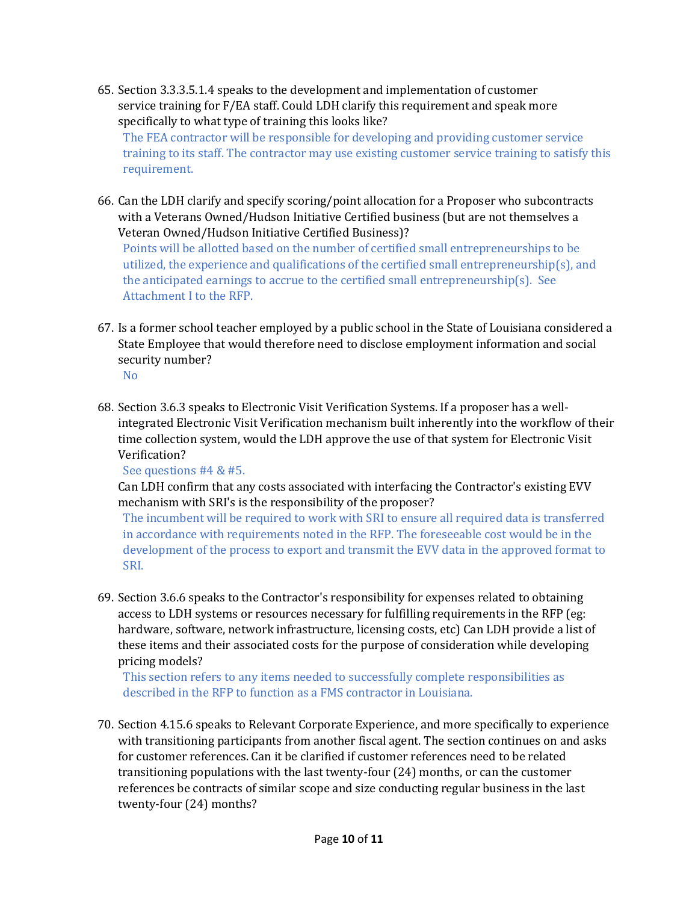65. Section 3.3.3.5.1.4 speaks to the development and implementation of customer service training for F/EA staff. Could LDH clarify this requirement and speak more specifically to what type of training this looks like?

    The FEA contractor will be responsible for developing and providing customer service training to its staff. The contractor may use existing customer service training to satisfy this requirement.

66. Can the LDH clarify and specify scoring/point allocation for a Proposer who subcontracts with a Veterans Owned/Hudson Initiative Certified business (but are not themselves a Veteran Owned/Hudson Initiative Certified Business)?

    Points will be allotted based on the number of certified small entrepreneurships to be utilized, the experience and qualifications of the certified small entrepreneurship(s), and the anticipated earnings to accrue to the certified small entrepreneurship(s). See Attachment I to the RFP.

67. Is a former school teacher employed by a public school in the State of Louisiana considered a State Employee that would therefore need to disclose employment information and social security number?

    No

68. Section 3.6.3 speaks to Electronic Visit Verification Systems. If a proposer has a well-integrated Electronic Visit Verification mechanism built inherently into the workflow of their time collection system, would the LDH approve the use of that system for Electronic Visit Verification?

    See questions #4 & #5.

    Can LDH confirm that any costs associated with interfacing the Contractor's existing EVV mechanism with SRI's is the responsibility of the proposer?

    The incumbent will be required to work with SRI to ensure all required data is transferred in accordance with requirements noted in the RFP. The foreseeable cost would be in the development of the process to export and transmit the EVV data in the approved format to SRI.

69. Section 3.6.6 speaks to the Contractor's responsibility for expenses related to obtaining access to LDH systems or resources necessary for fulfilling requirements in the RFP (eg: hardware, software, network infrastructure, licensing costs, etc) Can LDH provide a list of these items and their associated costs for the purpose of consideration while developing pricing models?

    This section refers to any items needed to successfully complete responsibilities as described in the RFP to function as a FMS contractor in Louisiana.

70. Section 4.15.6 speaks to Relevant Corporate Experience, and more specifically to experience with transitioning participants from another fiscal agent. The section continues on and asks for customer references. Can it be clarified if customer references need to be related transitioning populations with the last twenty-four (24) months, or can the customer references be contracts of similar scope and size conducting regular business in the last twenty-four (24) months?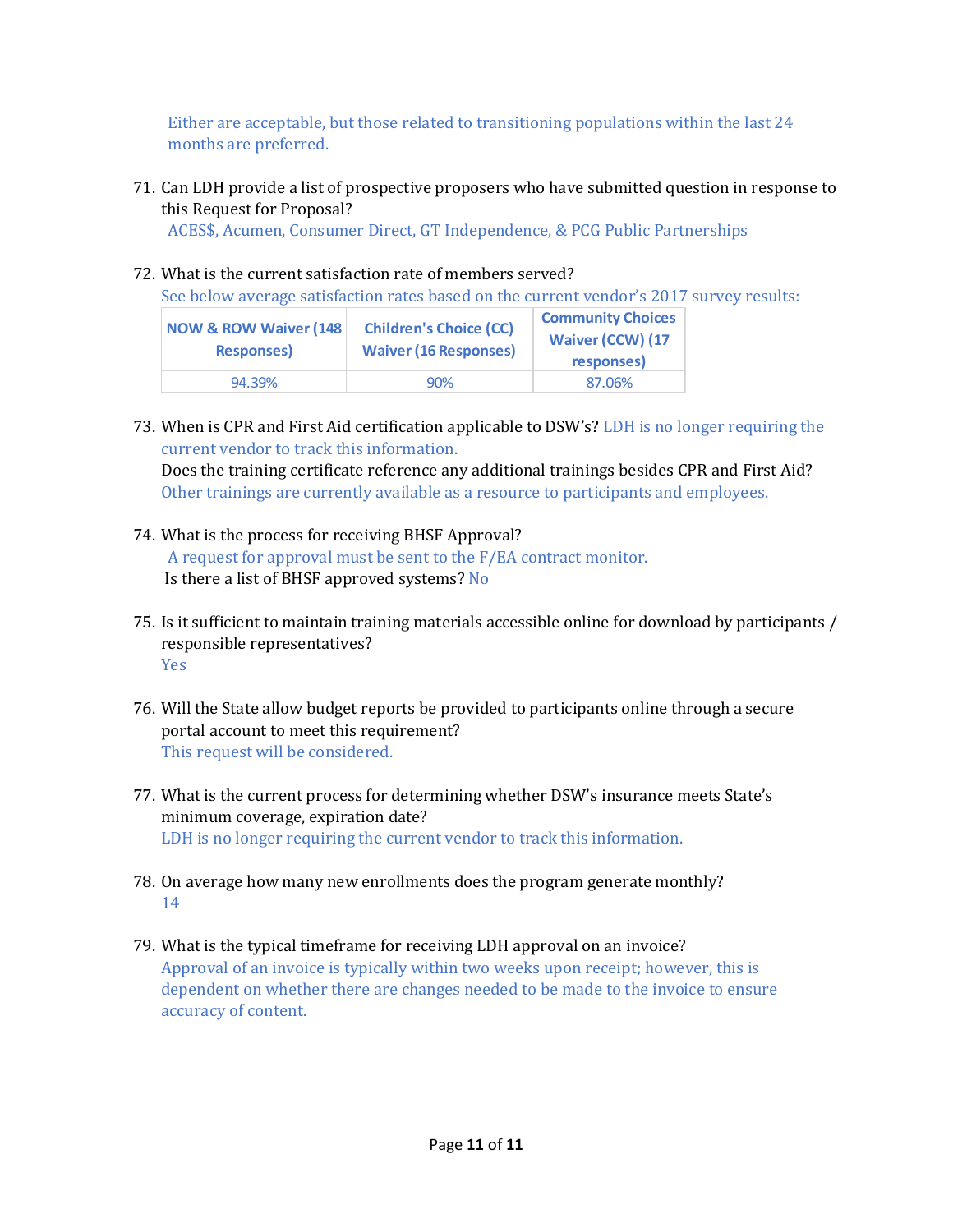Either are acceptable, but those related to transitioning populations within the last 24 months are preferred.

71. Can LDH provide a list of prospective proposers who have submitted question in response to this Request for Proposal?
    ACES$, Acumen, Consumer Direct, GT Independence, & PCG Public Partnerships

72. What is the current satisfaction rate of members served?
    See below average satisfaction rates based on the current vendor's 2017 survey results:

| NOW & ROW Waiver (148 Responses) | Children's Choice (CC) Waiver (16 Responses) | Community Choices Waiver (CCW) (17 responses) |
|---|---|---|
| 94.39% | 90% | 87.06% |

73. When is CPR and First Aid certification applicable to DSW's? LDH is no longer requiring the current vendor to track this information.
    Does the training certificate reference any additional trainings besides CPR and First Aid?
    Other trainings are currently available as a resource to participants and employees.

74. What is the process for receiving BHSF Approval?
    A request for approval must be sent to the F/EA contract monitor.
    Is there a list of BHSF approved systems? No

75. Is it sufficient to maintain training materials accessible online for download by participants / responsible representatives?
    Yes

76. Will the State allow budget reports be provided to participants online through a secure portal account to meet this requirement?
    This request will be considered.

77. What is the current process for determining whether DSW's insurance meets State's minimum coverage, expiration date?
    LDH is no longer requiring the current vendor to track this information.

78. On average how many new enrollments does the program generate monthly?
    14

79. What is the typical timeframe for receiving LDH approval on an invoice?
    Approval of an invoice is typically within two weeks upon receipt; however, this is dependent on whether there are changes needed to be made to the invoice to ensure accuracy of content.